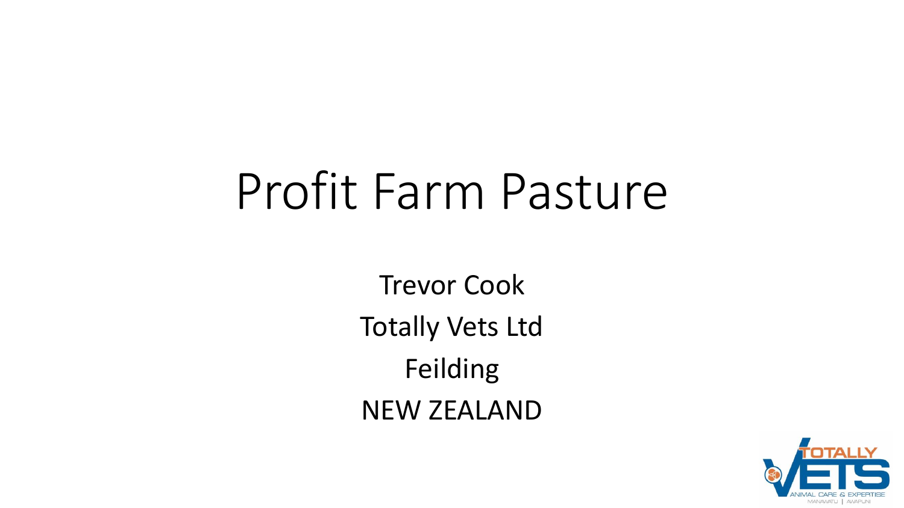# Profit Farm Pasture

Trevor Cook

Totally Vets Ltd

Feilding

NEW ZEALAND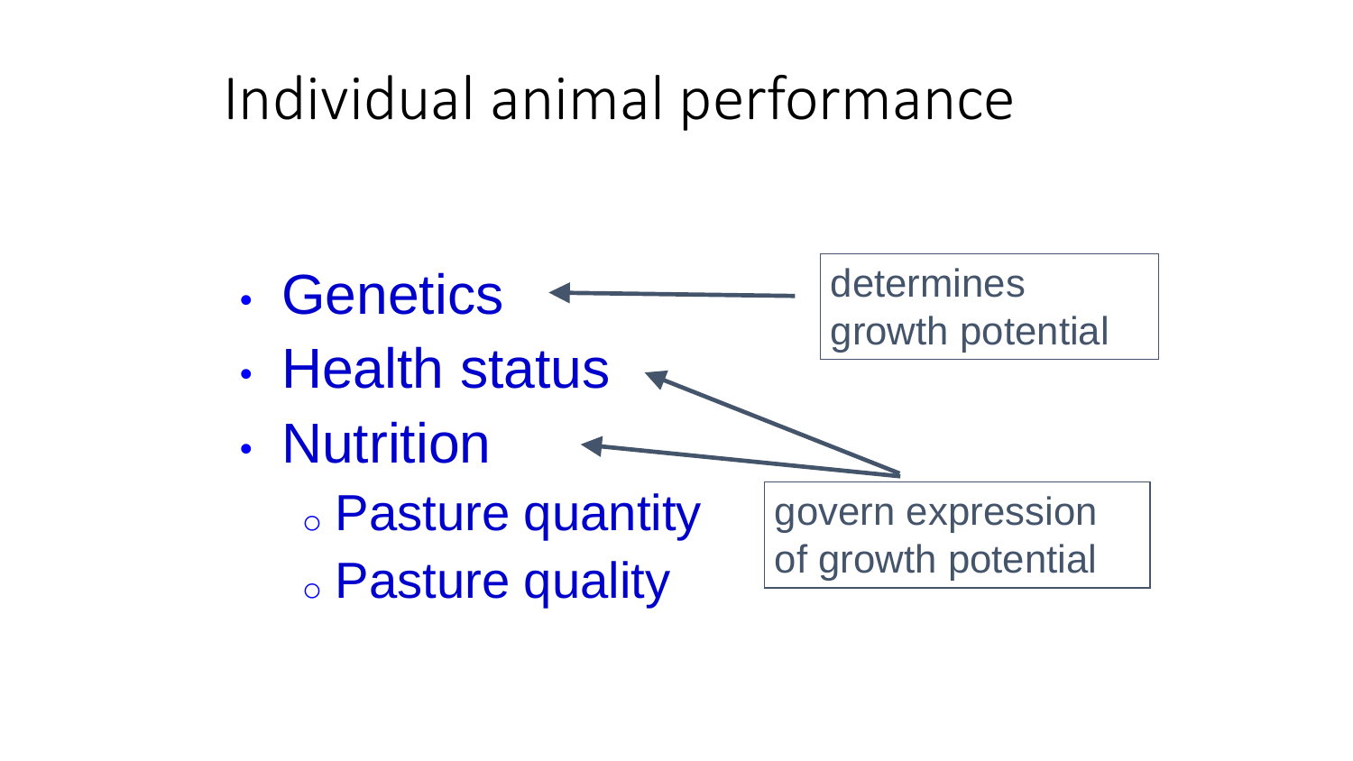# Individual animal performance

- Genetics
- Health status
- Nutrition
  - Pasture quantity
  - Pasture quality

determines growth potential

govern expression of growth potential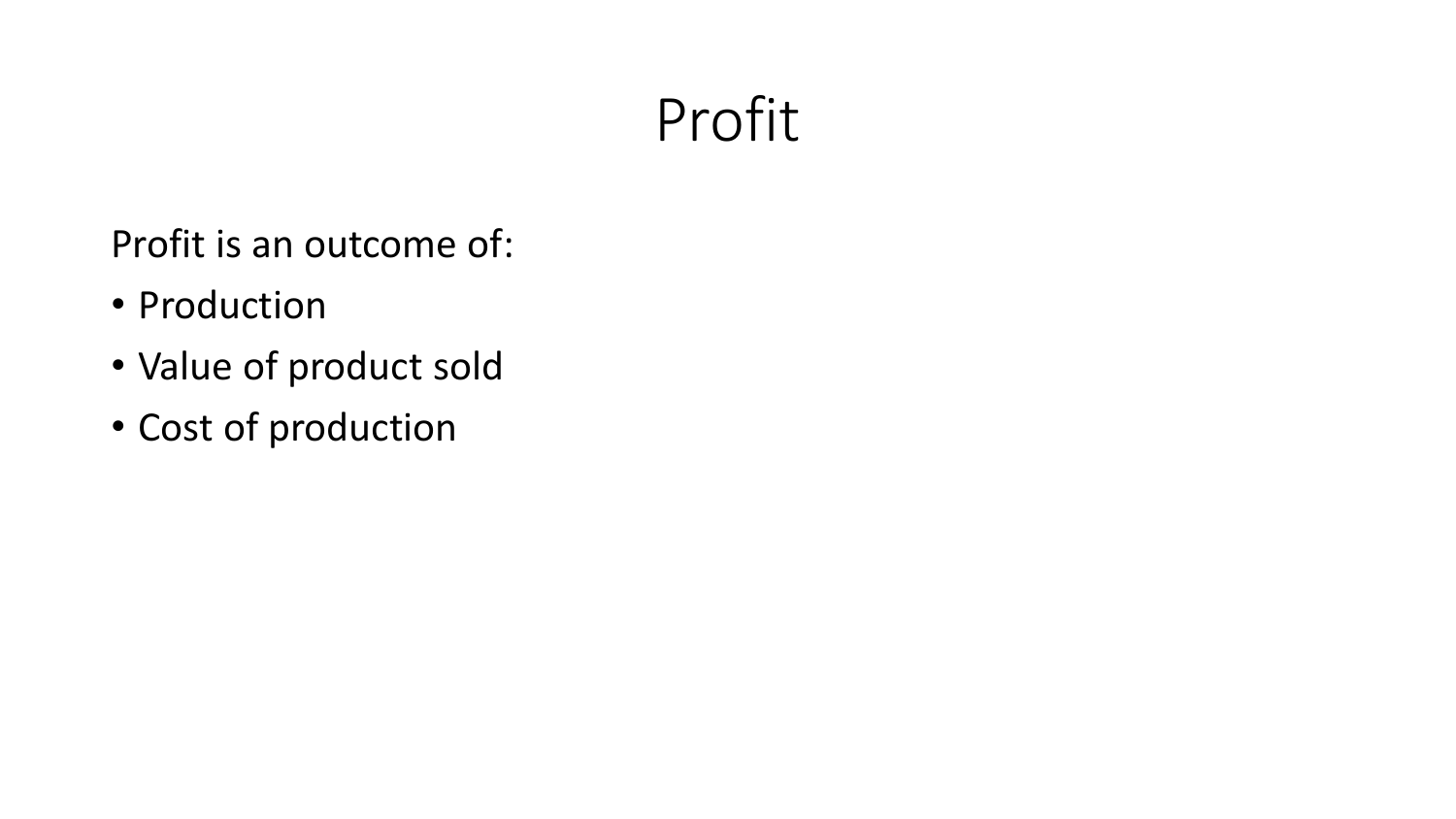# Profit

Profit is an outcome of:

- Production
- Value of product sold
- Cost of production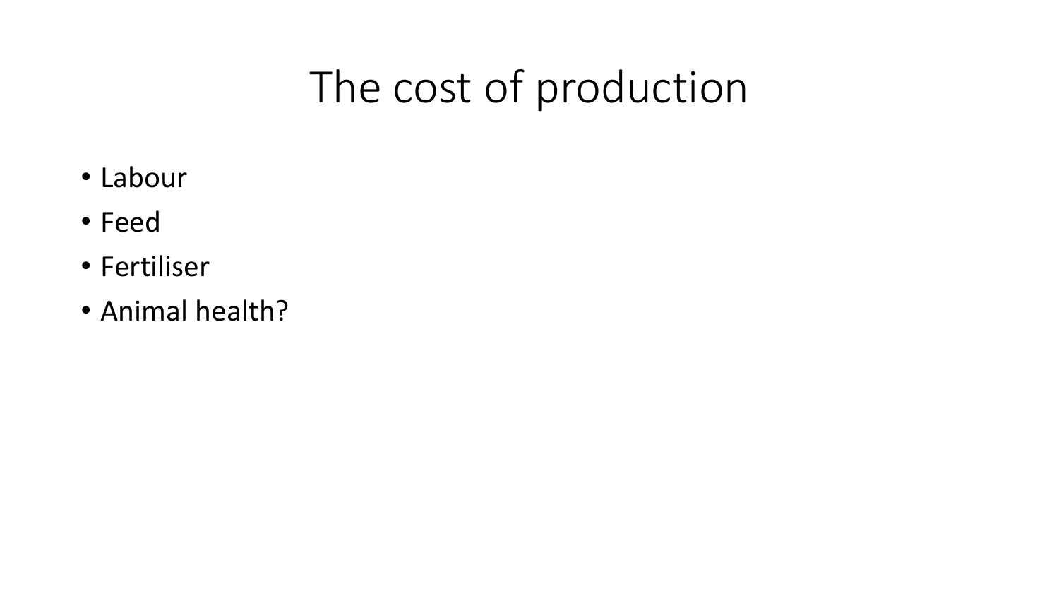# The cost of production

- Labour
- Feed
- Fertiliser
- Animal health?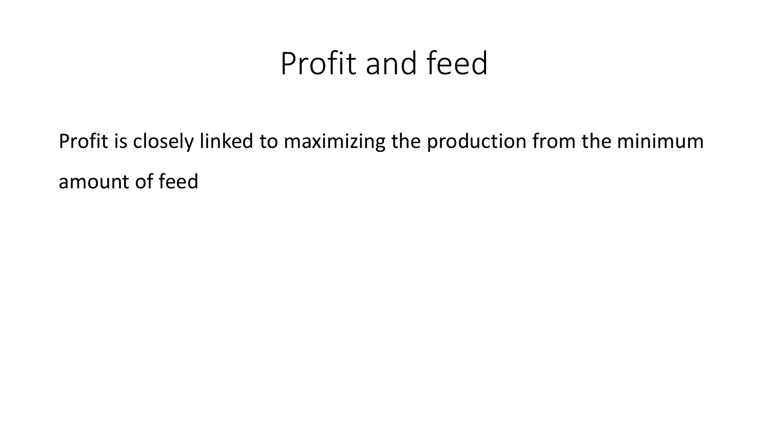# Profit and feed

Profit is closely linked to maximizing the production from the minimum amount of feed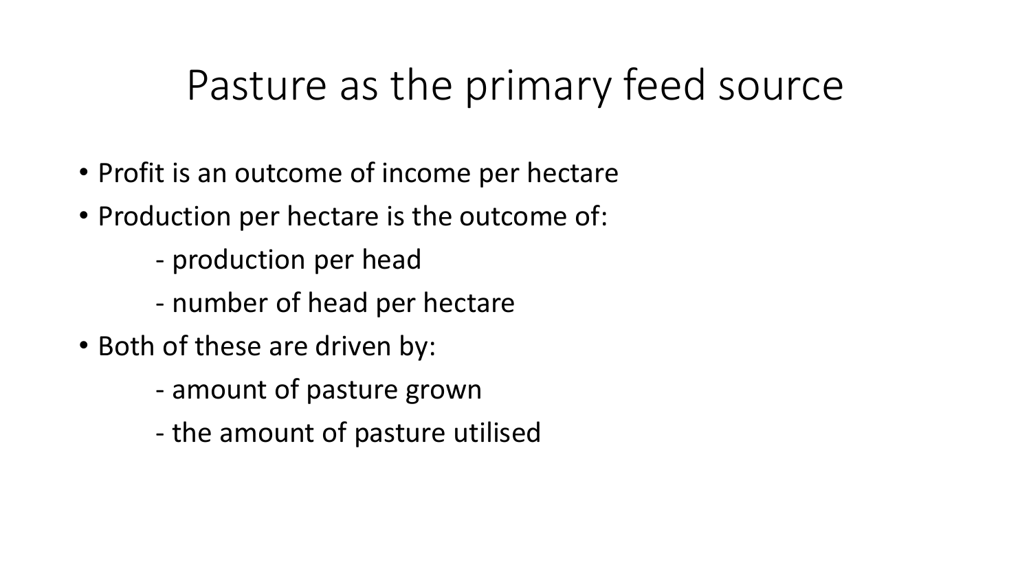# Pasture as the primary feed source

- Profit is an outcome of income per hectare
- Production per hectare is the outcome of:
  - production per head
  - number of head per hectare
- Both of these are driven by:
  - amount of pasture grown
  - the amount of pasture utilised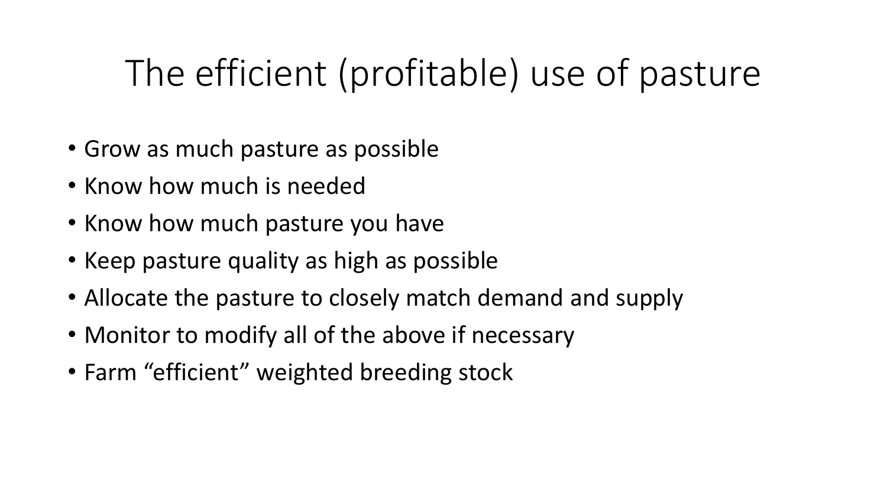# The efficient (profitable) use of pasture

- Grow as much pasture as possible
- Know how much is needed
- Know how much pasture you have
- Keep pasture quality as high as possible
- Allocate the pasture to closely match demand and supply
- Monitor to modify all of the above if necessary
- Farm "efficient" weighted breeding stock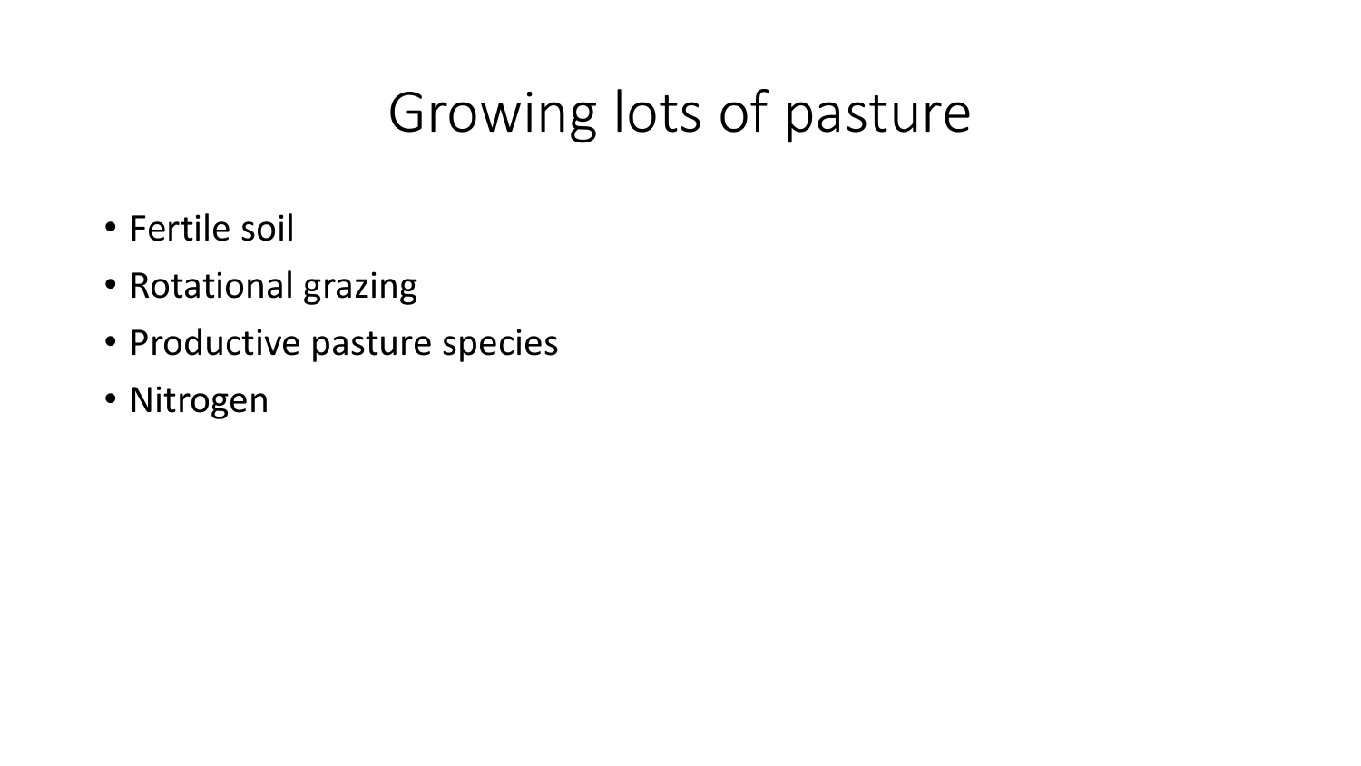# Growing lots of pasture

- Fertile soil
- Rotational grazing
- Productive pasture species
- Nitrogen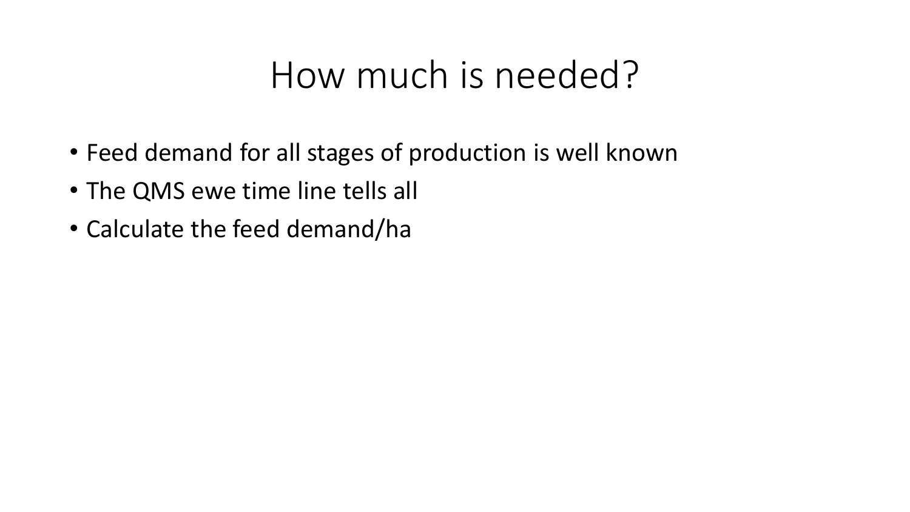# How much is needed?

- Feed demand for all stages of production is well known
- The QMS ewe time line tells all
- Calculate the feed demand/ha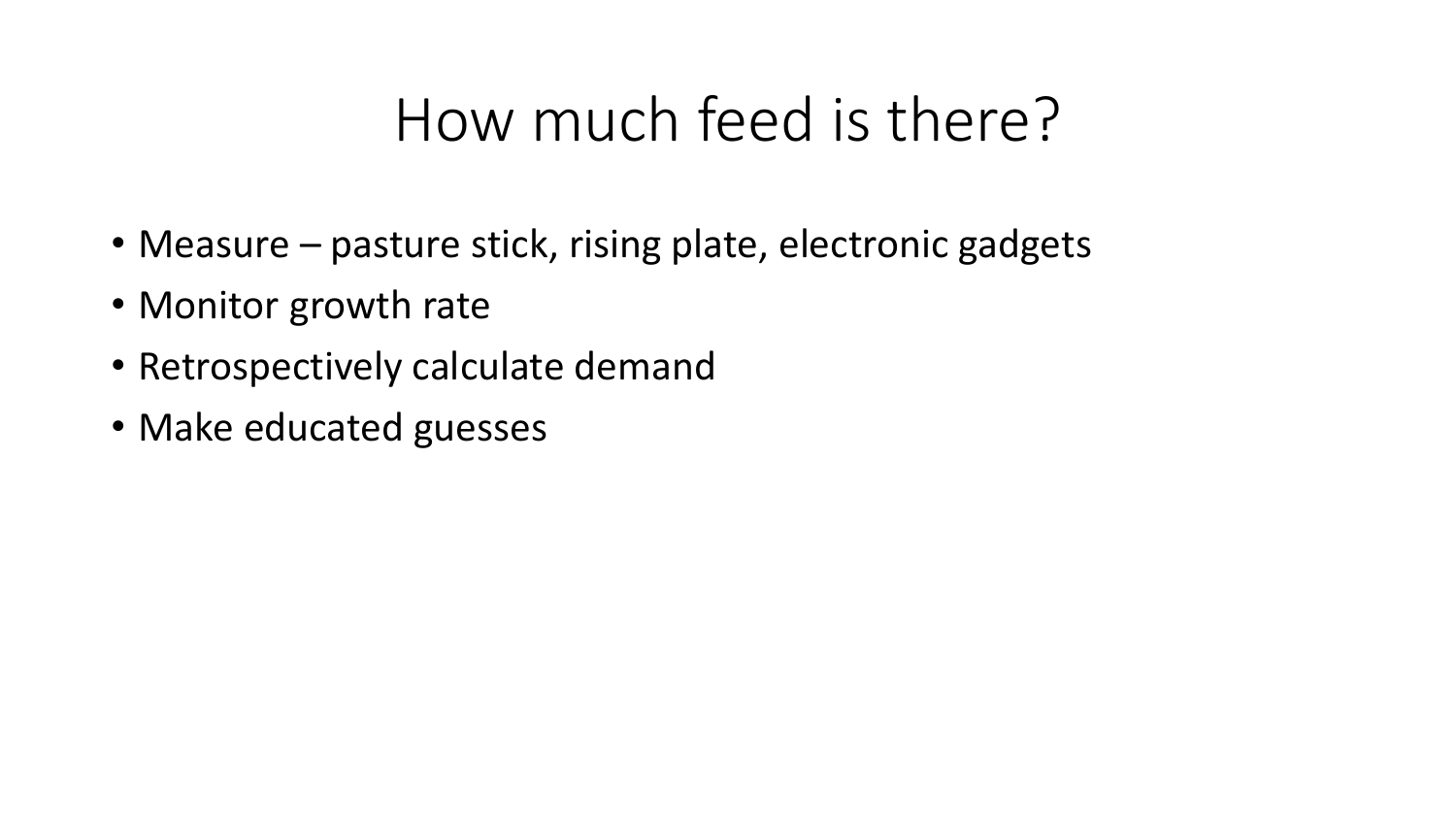# How much feed is there?

- Measure – pasture stick, rising plate, electronic gadgets
- Monitor growth rate
- Retrospectively calculate demand
- Make educated guesses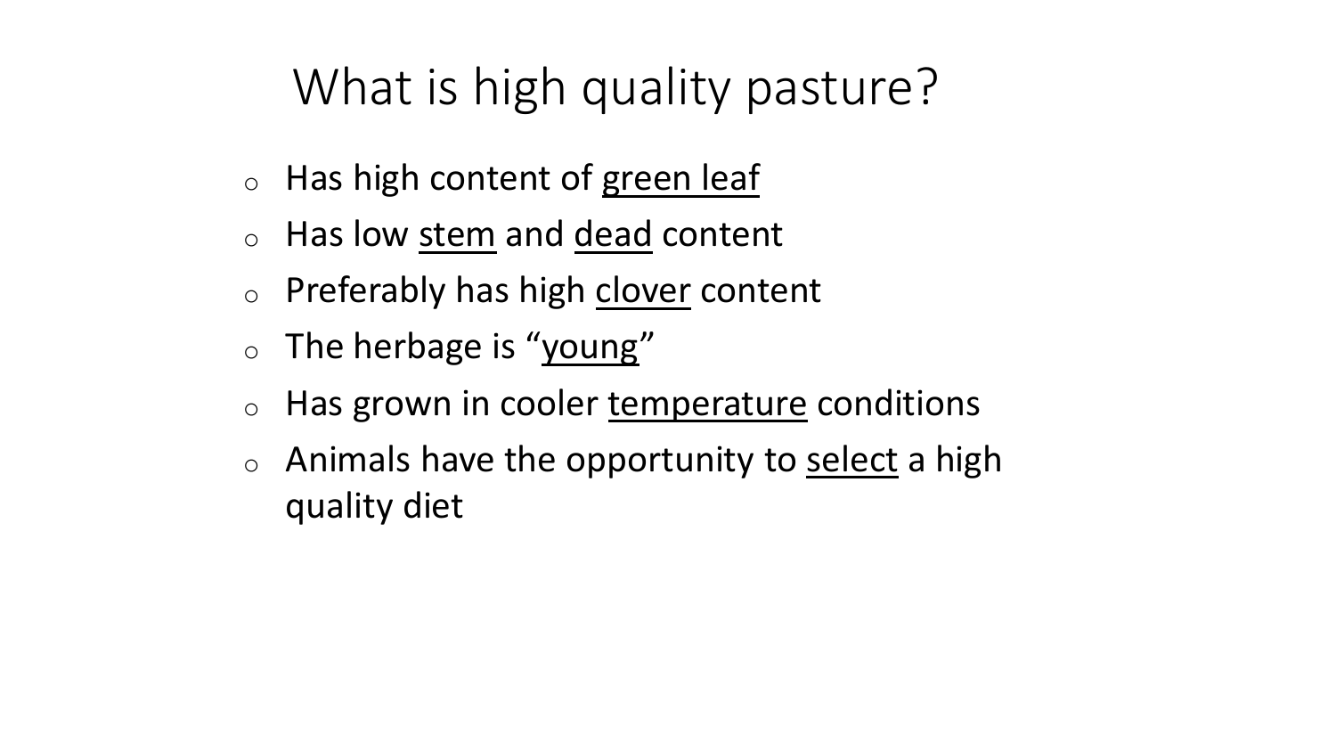# What is high quality pasture?

- Has high content of <u>green leaf</u>
- Has low <u>stem</u> and <u>dead</u> content
- Preferably has high <u>clover</u> content
- The herbage is "<u>young</u>"
- Has grown in cooler <u>temperature</u> conditions
- Animals have the opportunity to <u>select</u> a high quality diet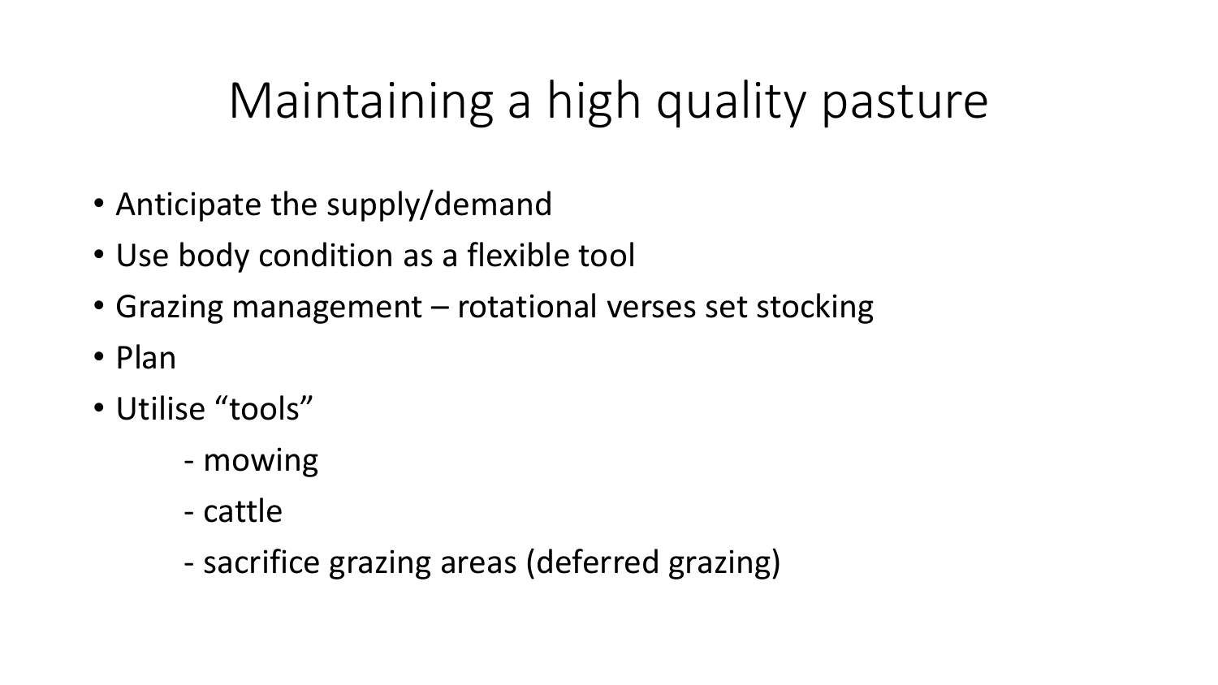# Maintaining a high quality pasture

- Anticipate the supply/demand
- Use body condition as a flexible tool
- Grazing management – rotational verses set stocking
- Plan
- Utilise "tools"
  - mowing
  - cattle
  - sacrifice grazing areas (deferred grazing)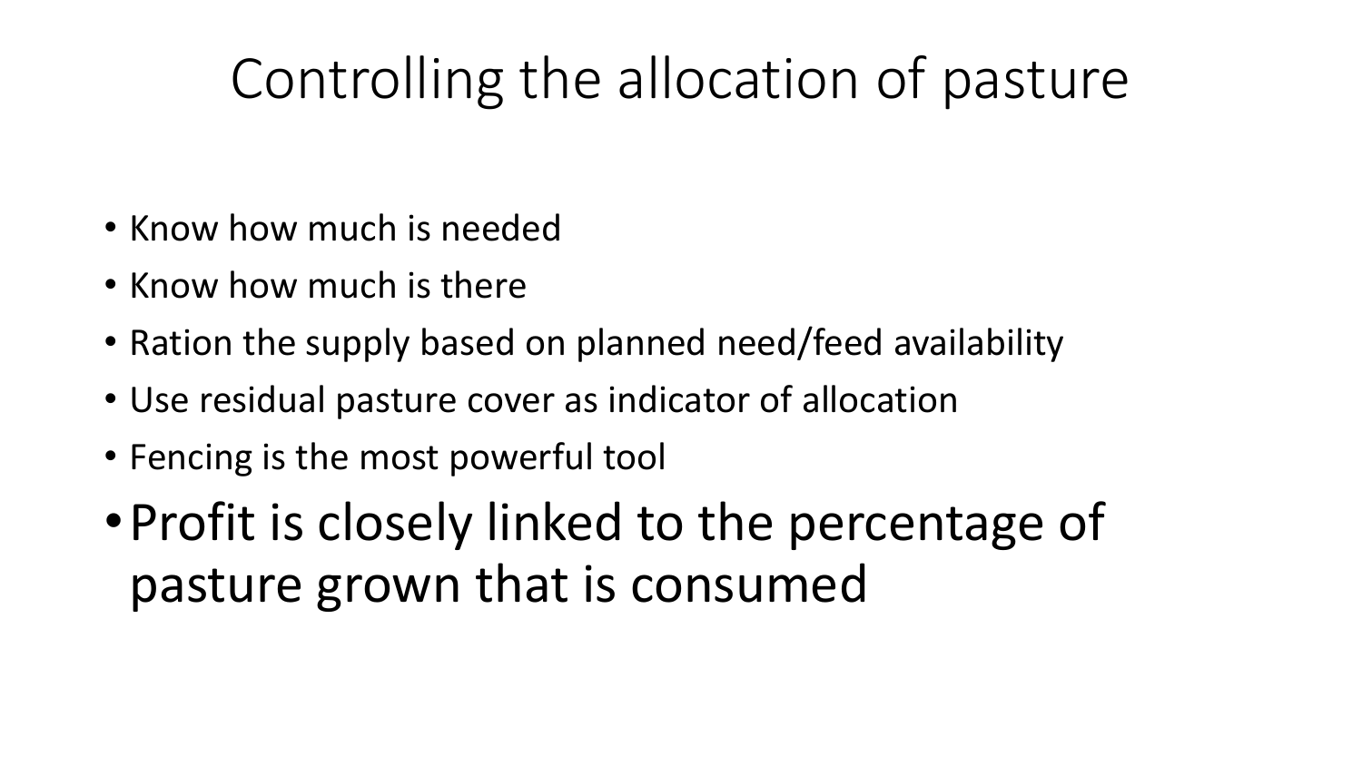# Controlling the allocation of pasture

- Know how much is needed
- Know how much is there
- Ration the supply based on planned need/feed availability
- Use residual pasture cover as indicator of allocation
- Fencing is the most powerful tool
- Profit is closely linked to the percentage of pasture grown that is consumed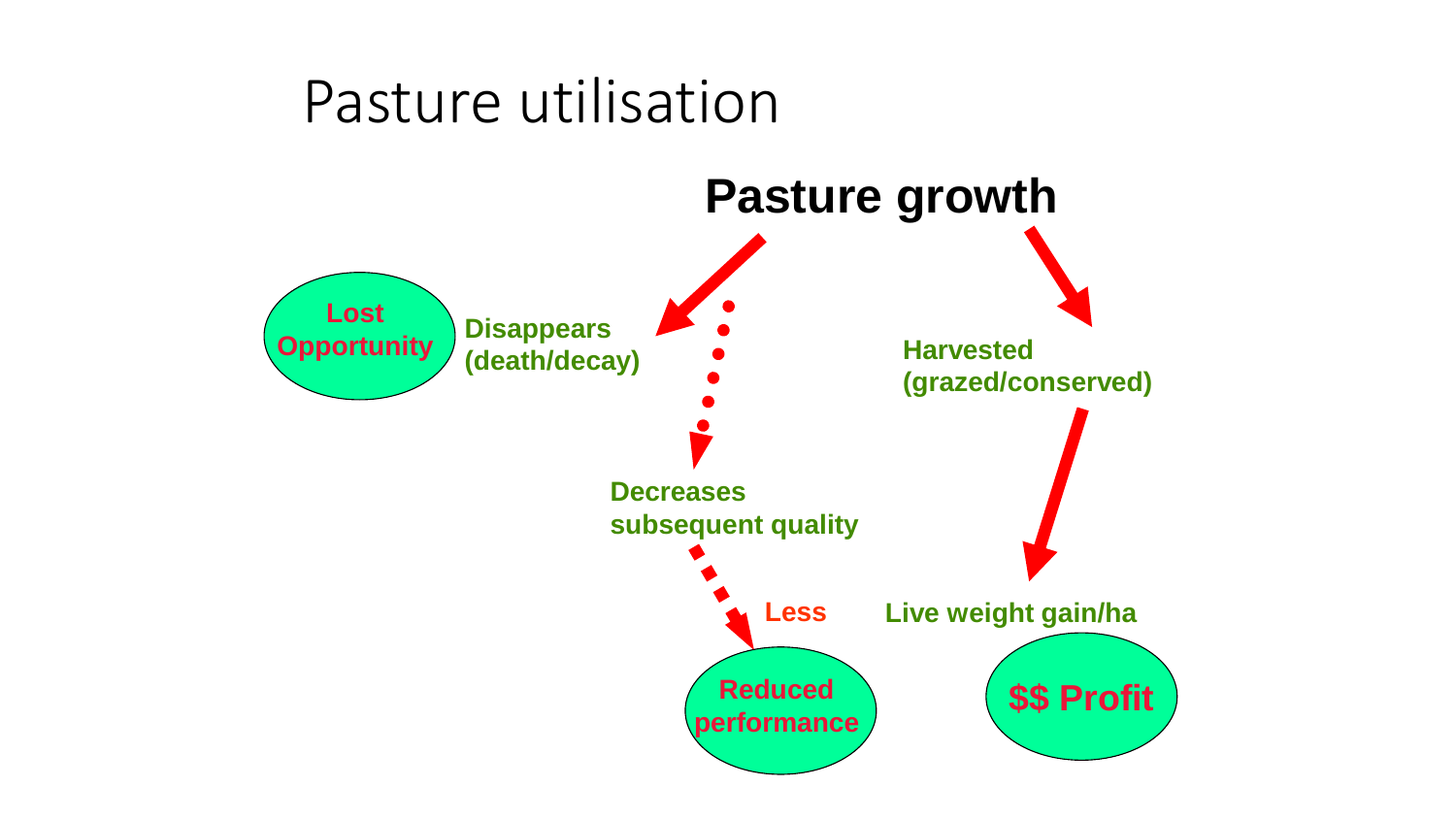# Pasture utilisation

**Pasture growth**

**Disappears (death/decay)**

**Lost Opportunity**

**Decreases subsequent quality**

**Less**

**Reduced performance**

**Harvested (grazed/conserved)**

**Live weight gain/ha**

**$$ Profit**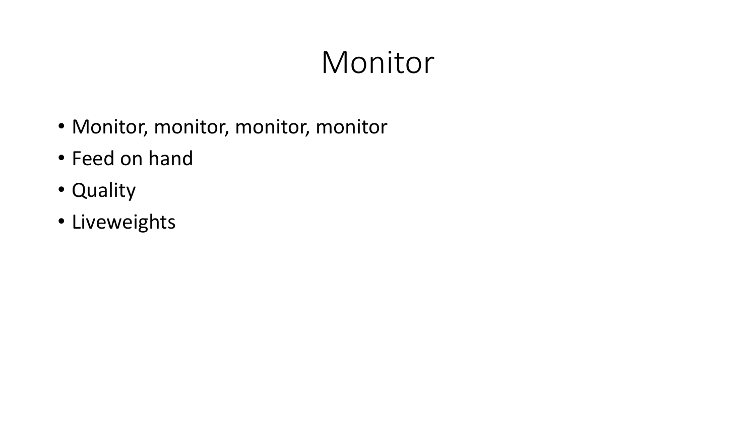# Monitor

- Monitor, monitor, monitor, monitor
- Feed on hand
- Quality
- Liveweights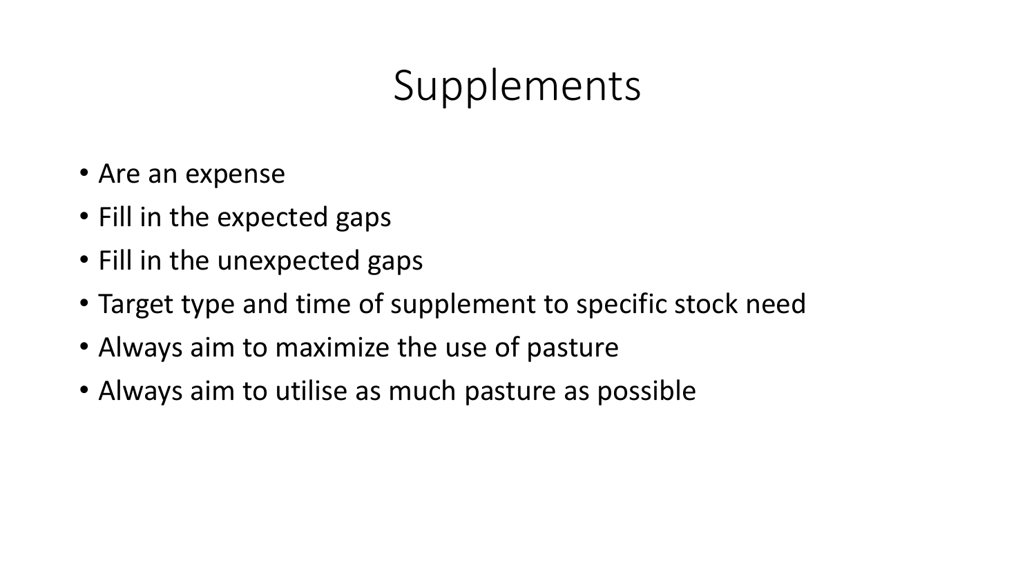# Supplements

- Are an expense
- Fill in the expected gaps
- Fill in the unexpected gaps
- Target type and time of supplement to specific stock need
- Always aim to maximize the use of pasture
- Always aim to utilise as much pasture as possible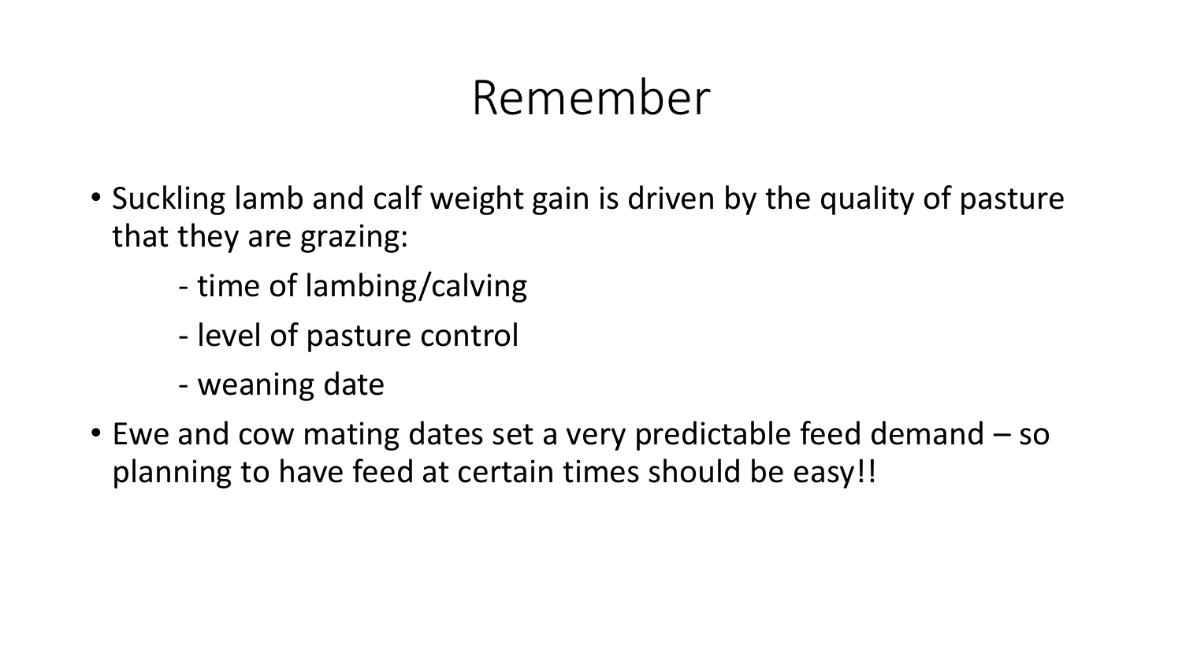# Remember

- Suckling lamb and calf weight gain is driven by the quality of pasture that they are grazing:
  - time of lambing/calving
  - level of pasture control
  - weaning date
- Ewe and cow mating dates set a very predictable feed demand – so planning to have feed at certain times should be easy!!